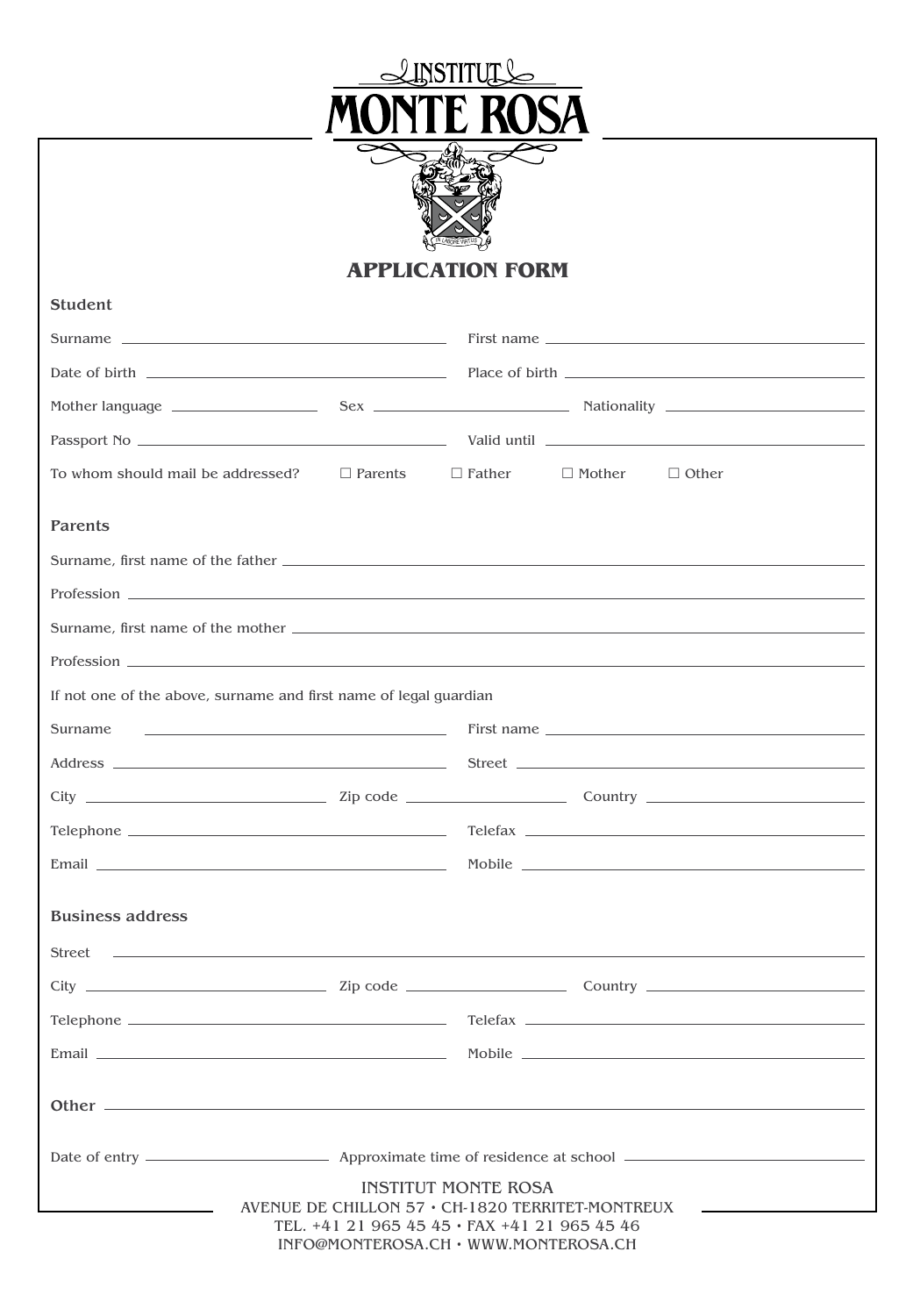# INSTITUT MONTE ROSA

IN LABORE VIRTUS

## APPLICATION FORM

### Student

Surname ______________________ First name ______________________

Date of birth ______________________ Place of birth ______________________

Mother language ____________ Sex ____________ Nationality ____________

Passport No ______________________ Valid until ______________________

To whom should mail be addressed? ☐ Parents ☐ Father ☐ Mother ☐ Other

### Parents

Surname, first name of the father ______________________

Profession ______________________

Surname, first name of the mother ______________________

Profession ______________________

If not one of the above, surname and first name of legal guardian

Surname ______________________ First name ______________________

Address ______________________ Street ______________________

City ____________ Zip code ____________ Country ____________

Telephone ______________________ Telefax ______________________

Email ______________________ Mobile ______________________

### Business address

Street ______________________

City ____________ Zip code ____________ Country ____________

Telephone ______________________ Telefax ______________________

Email ______________________ Mobile ______________________

**Other** ______________________

Date of entry ____________ Approximate time of residence at school ____________

INSTITUT MONTE ROSA
AVENUE DE CHILLON 57 • CH-1820 TERRITET-MONTREUX
TEL. +41 21 965 45 45 • FAX +41 21 965 45 46
INFO@MONTEROSA.CH • WWW.MONTEROSA.CH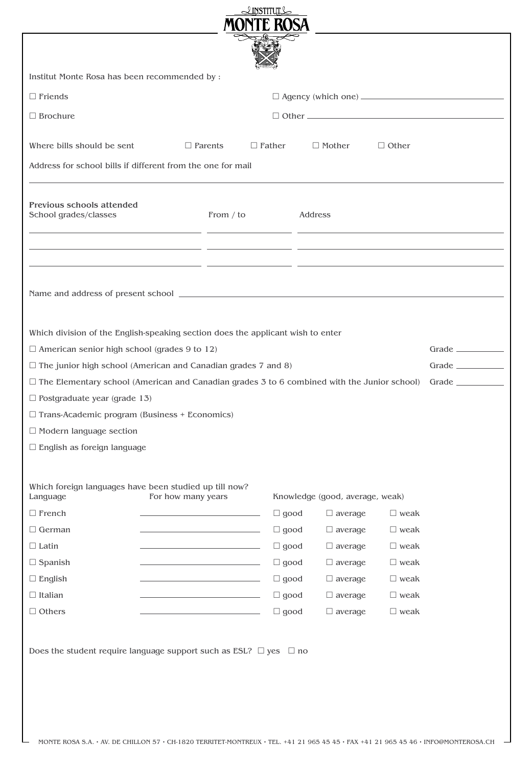INSTITUT MONTE ROSA

Institut Monte Rosa has been recommended by :

☐ Friends ☐ Agency (which one) ______________________

☐ Brochure ☐ Other ______________________

Where bills should be sent ☐ Parents ☐ Father ☐ Mother ☐ Other

Address for school bills if different from the one for mail

______________________________________________

**Previous schools attended**

| School grades/classes | From / to | Address |
| --- | --- | --- |
| | | |
| | | |
| | | |

Name and address of present school ______________________

Which division of the English-speaking section does the applicant wish to enter

☐ American senior high school (grades 9 to 12) Grade ________

☐ The junior high school (American and Canadian grades 7 and 8) Grade ________

☐ The Elementary school (American and Canadian grades 3 to 6 combined with the Junior school) Grade ________

☐ Postgraduate year (grade 13)

☐ Trans-Academic program (Business + Economics)

☐ Modern language section

☐ English as foreign language

Which foreign languages have been studied up till now?

| Language | For how many years | Knowledge (good, average, weak) | | |
| --- | --- | --- | --- | --- |
| ☐ French | | ☐ good | ☐ average | ☐ weak |
| ☐ German | | ☐ good | ☐ average | ☐ weak |
| ☐ Latin | | ☐ good | ☐ average | ☐ weak |
| ☐ Spanish | | ☐ good | ☐ average | ☐ weak |
| ☐ English | | ☐ good | ☐ average | ☐ weak |
| ☐ Italian | | ☐ good | ☐ average | ☐ weak |
| ☐ Others | | ☐ good | ☐ average | ☐ weak |

Does the student require language support such as ESL? ☐ yes ☐ no

MONTE ROSA S.A. • AV. DE CHILLON 57 • CH-1820 TERRITET-MONTREUX • TEL. +41 21 965 45 45 • FAX +41 21 965 45 46 • INFO@MONTEROSA.CH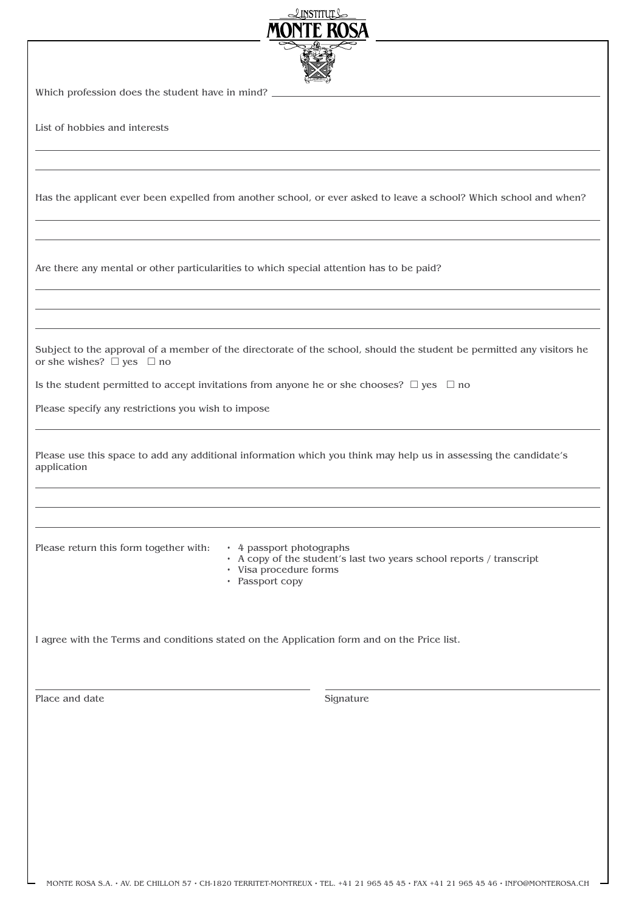INSTITUT

MONTE ROSA

Which profession does the student have in mind? ______________________________

List of hobbies and interests

______________________________

______________________________

Has the applicant ever been expelled from another school, or ever asked to leave a school? Which school and when?

______________________________

______________________________

Are there any mental or other particularities to which special attention has to be paid?

______________________________

______________________________

______________________________

Subject to the approval of a member of the directorate of the school, should the student be permitted any visitors he or she wishes? ☐ yes ☐ no

Is the student permitted to accept invitations from anyone he or she chooses? ☐ yes ☐ no

Please specify any restrictions you wish to impose

______________________________

Please use this space to add any additional information which you think may help us in assessing the candidate's application

______________________________

______________________________

______________________________

Please return this form together with:

- 4 passport photographs
- A copy of the student's last two years school reports / transcript
- Visa procedure forms
- Passport copy

I agree with the Terms and conditions stated on the Application form and on the Price list.

______________________________ ______________________________

Place and date Signature

MONTE ROSA S.A. • AV. DE CHILLON 57 • CH-1820 TERRITET-MONTREUX • TEL. +41 21 965 45 45 • FAX +41 21 965 45 46 • INFO@MONTEROSA.CH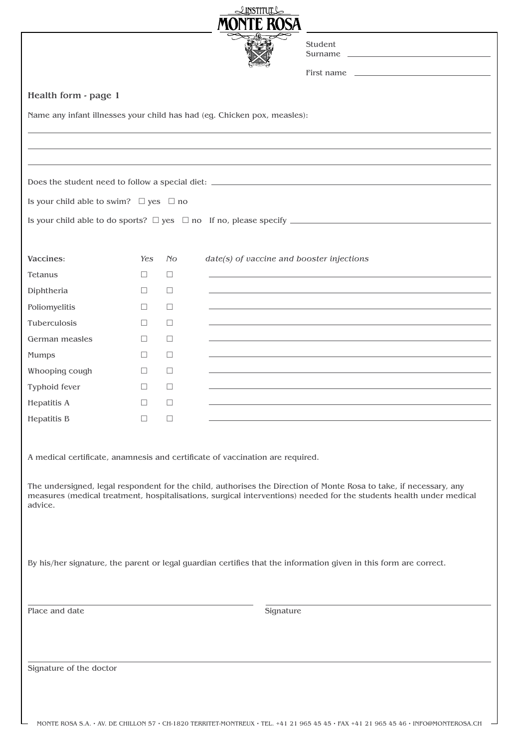INSTITUT MONTE ROSA

Student Surname ______________________________

First name ______________________________

## Health form - page 1

Name any infant illnesses your child has had (eg. Chicken pox, measles):

______________________________________________________________________

______________________________________________________________________

______________________________________________________________________

Does the student need to follow a special diet: ______________________________

Is your child able to swim? ☐ yes ☐ no

Is your child able to do sports? ☐ yes ☐ no If no, please specify ______________________________

| Vaccines: | *Yes* | *No* | *date(s) of vaccine and booster injections* |
| --- | --- | --- | --- |
| Tetanus | ☐ | ☐ | |
| Diphtheria | ☐ | ☐ | |
| Poliomyelitis | ☐ | ☐ | |
| Tuberculosis | ☐ | ☐ | |
| German measles | ☐ | ☐ | |
| Mumps | ☐ | ☐ | |
| Whooping cough | ☐ | ☐ | |
| Typhoid fever | ☐ | ☐ | |
| Hepatitis A | ☐ | ☐ | |
| Hepatitis B | ☐ | ☐ | |

A medical certificate, anamnesis and certificate of vaccination are required.

The undersigned, legal respondent for the child, authorises the Direction of Monte Rosa to take, if necessary, any measures (medical treatment, hospitalisations, surgical interventions) needed for the students health under medical advice.

By his/her signature, the parent or legal guardian certifies that the information given in this form are correct.

______________________________ ______________________________

Place and date Signature

______________________________

Signature of the doctor

MONTE ROSA S.A. • AV. DE CHILLON 57 • CH-1820 TERRITET-MONTREUX • TEL. +41 21 965 45 45 • FAX +41 21 965 45 46 • INFO@MONTEROSA.CH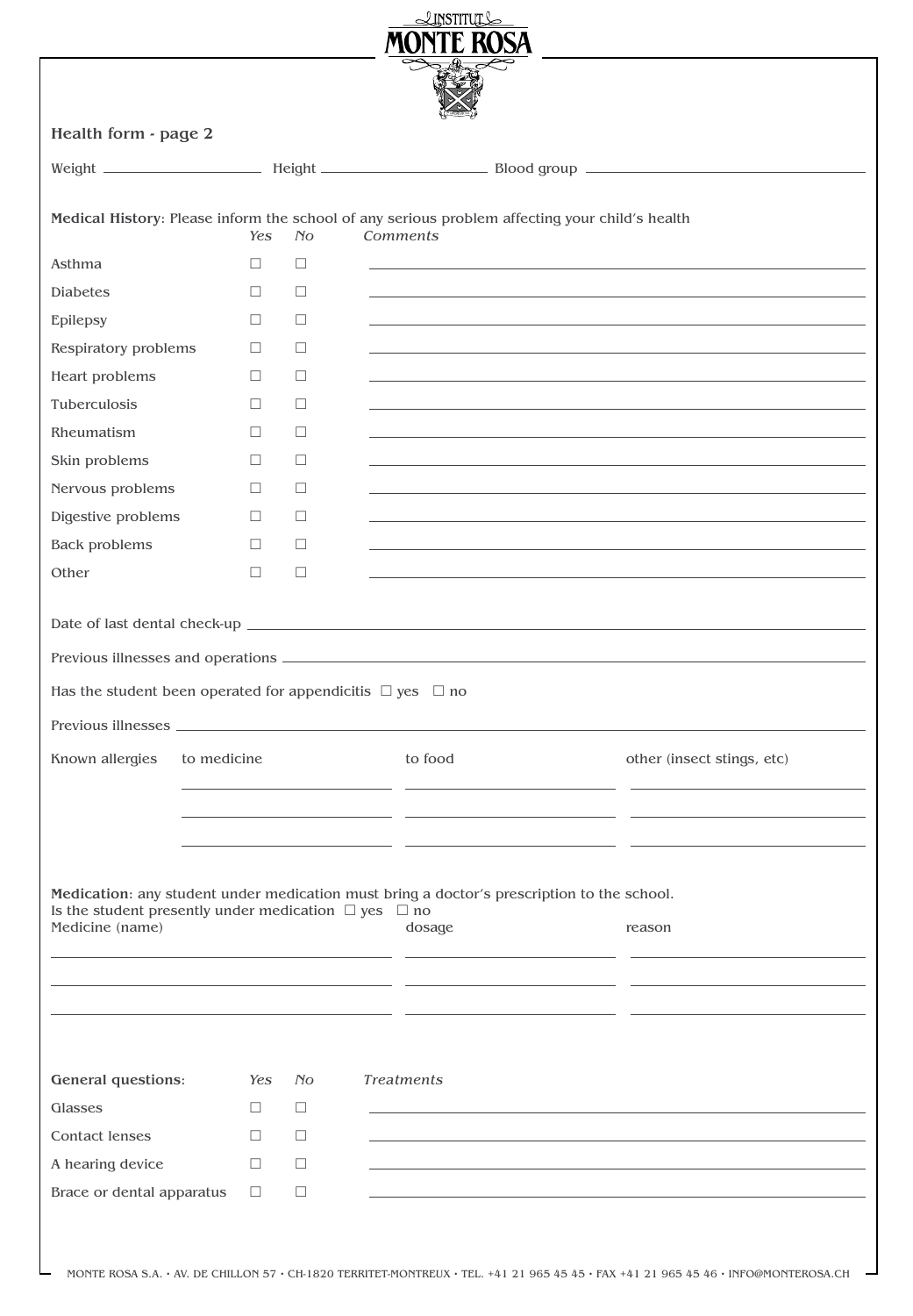INSTITUT
MONTE ROSA

## Health form - page 2

Weight ____________________ Height ____________________ Blood group ____________________

**Medical History**: Please inform the school of any serious problem affecting your child's health

| | *Yes* | *No* | *Comments* |
|---|---|---|---|
| Asthma | ☐ | ☐ | |
| Diabetes | ☐ | ☐ | |
| Epilepsy | ☐ | ☐ | |
| Respiratory problems | ☐ | ☐ | |
| Heart problems | ☐ | ☐ | |
| Tuberculosis | ☐ | ☐ | |
| Rheumatism | ☐ | ☐ | |
| Skin problems | ☐ | ☐ | |
| Nervous problems | ☐ | ☐ | |
| Digestive problems | ☐ | ☐ | |
| Back problems | ☐ | ☐ | |
| Other | ☐ | ☐ | |

Date of last dental check-up ____________________

Previous illnesses and operations ____________________

Has the student been operated for appendicitis ☐ yes ☐ no

Previous illnesses ____________________

| Known allergies | to medicine | to food | other (insect stings, etc) |
|---|---|---|---|
| | | | |
| | | | |
| | | | |

**Medication**: any student under medication must bring a doctor's prescription to the school.
Is the student presently under medication ☐ yes ☐ no

| Medicine (name) | dosage | reason |
|---|---|---|
| | | |
| | | |
| | | |

| **General questions**: | *Yes* | *No* | *Treatments* |
|---|---|---|---|
| Glasses | ☐ | ☐ | |
| Contact lenses | ☐ | ☐ | |
| A hearing device | ☐ | ☐ | |
| Brace or dental apparatus | ☐ | ☐ | |

MONTE ROSA S.A. • AV. DE CHILLON 57 • CH-1820 TERRITET-MONTREUX • TEL. +41 21 965 45 45 • FAX +41 21 965 45 46 • INFO@MONTEROSA.CH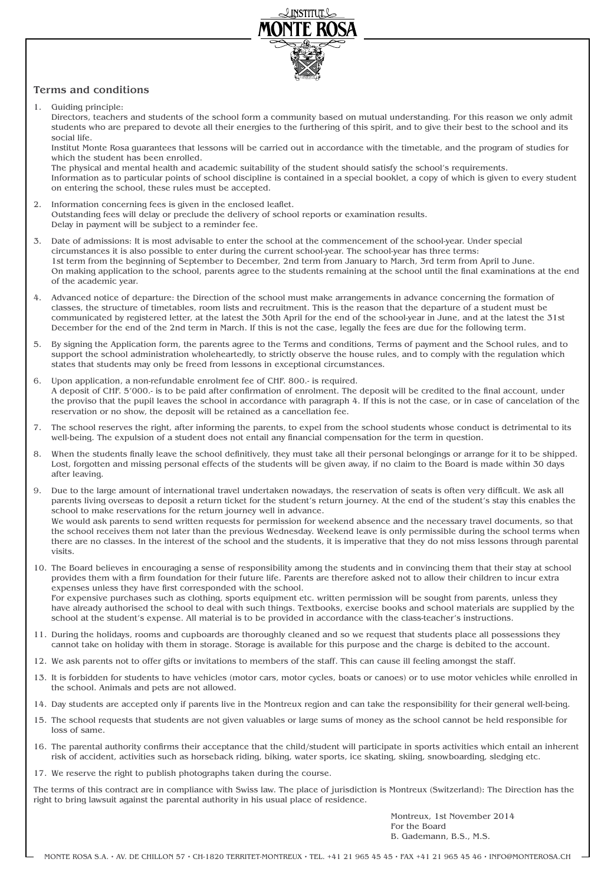INSTITUT MONTE ROSA

## Terms and conditions

1. Guiding principle:
   Directors, teachers and students of the school form a community based on mutual understanding. For this reason we only admit students who are prepared to devote all their energies to the furthering of this spirit, and to give their best to the school and its social life.
   Institut Monte Rosa guarantees that lessons will be carried out in accordance with the timetable, and the program of studies for which the student has been enrolled.
   The physical and mental health and academic suitability of the student should satisfy the school's requirements.
   Information as to particular points of school discipline is contained in a special booklet, a copy of which is given to every student on entering the school, these rules must be accepted.

2. Information concerning fees is given in the enclosed leaflet.
   Outstanding fees will delay or preclude the delivery of school reports or examination results.
   Delay in payment will be subject to a reminder fee.

3. Date of admissions: It is most advisable to enter the school at the commencement of the school-year. Under special circumstances it is also possible to enter during the current school-year. The school-year has three terms:
   1st term from the beginning of September to December, 2nd term from January to March, 3rd term from April to June.
   On making application to the school, parents agree to the students remaining at the school until the final examinations at the end of the academic year.

4. Advanced notice of departure: the Direction of the school must make arrangements in advance concerning the formation of classes, the structure of timetables, room lists and recruitment. This is the reason that the departure of a student must be communicated by registered letter, at the latest the 30th April for the end of the school-year in June, and at the latest the 31st December for the end of the 2nd term in March. If this is not the case, legally the fees are due for the following term.

5. By signing the Application form, the parents agree to the Terms and conditions, Terms of payment and the School rules, and to support the school administration wholeheartedly, to strictly observe the house rules, and to comply with the regulation which states that students may only be freed from lessons in exceptional circumstances.

6. Upon application, a non-refundable enrolment fee of CHF. 800.- is required.
   A deposit of CHF. 5'000.- is to be paid after confirmation of enrolment. The deposit will be credited to the final account, under the proviso that the pupil leaves the school in accordance with paragraph 4. If this is not the case, or in case of cancelation of the reservation or no show, the deposit will be retained as a cancellation fee.

7. The school reserves the right, after informing the parents, to expel from the school students whose conduct is detrimental to its well-being. The expulsion of a student does not entail any financial compensation for the term in question.

8. When the students finally leave the school definitively, they must take all their personal belongings or arrange for it to be shipped. Lost, forgotten and missing personal effects of the students will be given away, if no claim to the Board is made within 30 days after leaving.

9. Due to the large amount of international travel undertaken nowadays, the reservation of seats is often very difficult. We ask all parents living overseas to deposit a return ticket for the student's return journey. At the end of the student's stay this enables the school to make reservations for the return journey well in advance.
   We would ask parents to send written requests for permission for weekend absence and the necessary travel documents, so that the school receives them not later than the previous Wednesday. Weekend leave is only permissible during the school terms when there are no classes. In the interest of the school and the students, it is imperative that they do not miss lessons through parental visits.

10. The Board believes in encouraging a sense of responsibility among the students and in convincing them that their stay at school provides them with a firm foundation for their future life. Parents are therefore asked not to allow their children to incur extra expenses unless they have first corresponded with the school.
    For expensive purchases such as clothing, sports equipment etc. written permission will be sought from parents, unless they have already authorised the school to deal with such things. Textbooks, exercise books and school materials are supplied by the school at the student's expense. All material is to be provided in accordance with the class-teacher's instructions.

11. During the holidays, rooms and cupboards are thoroughly cleaned and so we request that students place all possessions they cannot take on holiday with them in storage. Storage is available for this purpose and the charge is debited to the account.

12. We ask parents not to offer gifts or invitations to members of the staff. This can cause ill feeling amongst the staff.

13. It is forbidden for students to have vehicles (motor cars, motor cycles, boats or canoes) or to use motor vehicles while enrolled in the school. Animals and pets are not allowed.

14. Day students are accepted only if parents live in the Montreux region and can take the responsibility for their general well-being.

15. The school requests that students are not given valuables or large sums of money as the school cannot be held responsible for loss of same.

16. The parental authority confirms their acceptance that the child/student will participate in sports activities which entail an inherent risk of accident, activities such as horseback riding, biking, water sports, ice skating, skiing, snowboarding, sledging etc.

17. We reserve the right to publish photographs taken during the course.

The terms of this contract are in compliance with Swiss law. The place of jurisdiction is Montreux (Switzerland): The Direction has the right to bring lawsuit against the parental authority in his usual place of residence.

Montreux, 1st November 2014
For the Board
B. Gademann, B.S., M.S.

MONTE ROSA S.A. • AV. DE CHILLON 57 • CH-1820 TERRITET-MONTREUX • TEL. +41 21 965 45 45 • FAX +41 21 965 45 46 • INFO@MONTEROSA.CH